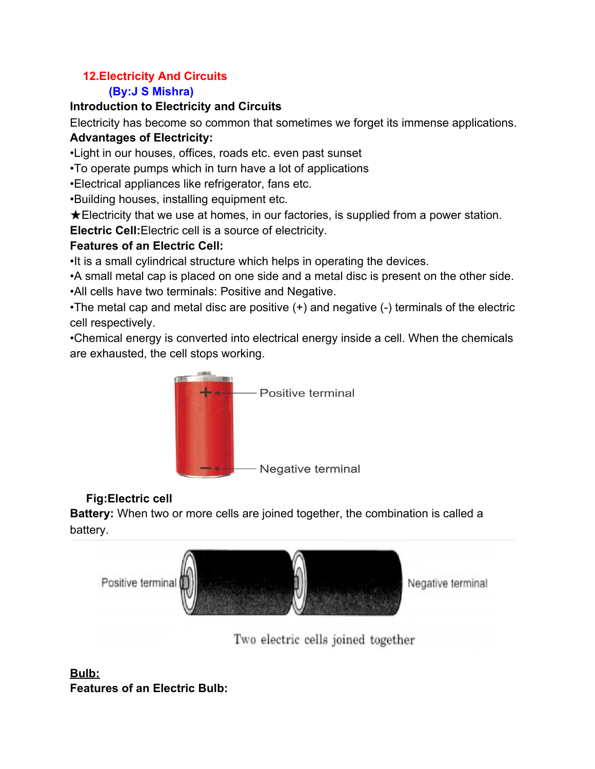# 12.Electricity And Circuits

**(By:J S Mishra)**

**Introduction to Electricity and Circuits**

Electricity has become so common that sometimes we forget its immense applications.

**Advantages of Electricity:**

•Light in our houses, offices, roads etc. even past sunset

•To operate pumps which in turn have a lot of applications

•Electrical appliances like refrigerator, fans etc.

•Building houses, installing equipment etc.

★Electricity that we use at homes, in our factories, is supplied from a power station.

**Electric Cell:**Electric cell is a source of electricity.

**Features of an Electric Cell:**

•It is a small cylindrical structure which helps in operating the devices.

•A small metal cap is placed on one side and a metal disc is present on the other side.

•All cells have two terminals: Positive and Negative.

•The metal cap and metal disc are positive (+) and negative (-) terminals of the electric cell respectively.

•Chemical energy is converted into electrical energy inside a cell. When the chemicals are exhausted, the cell stops working.

Positive terminal

Negative terminal

**Fig:Electric cell**

**Battery:** When two or more cells are joined together, the combination is called a battery.

Positive terminal

Negative terminal

Two electric cells joined together

**<u>Bulb:</u>**

**Features of an Electric Bulb:**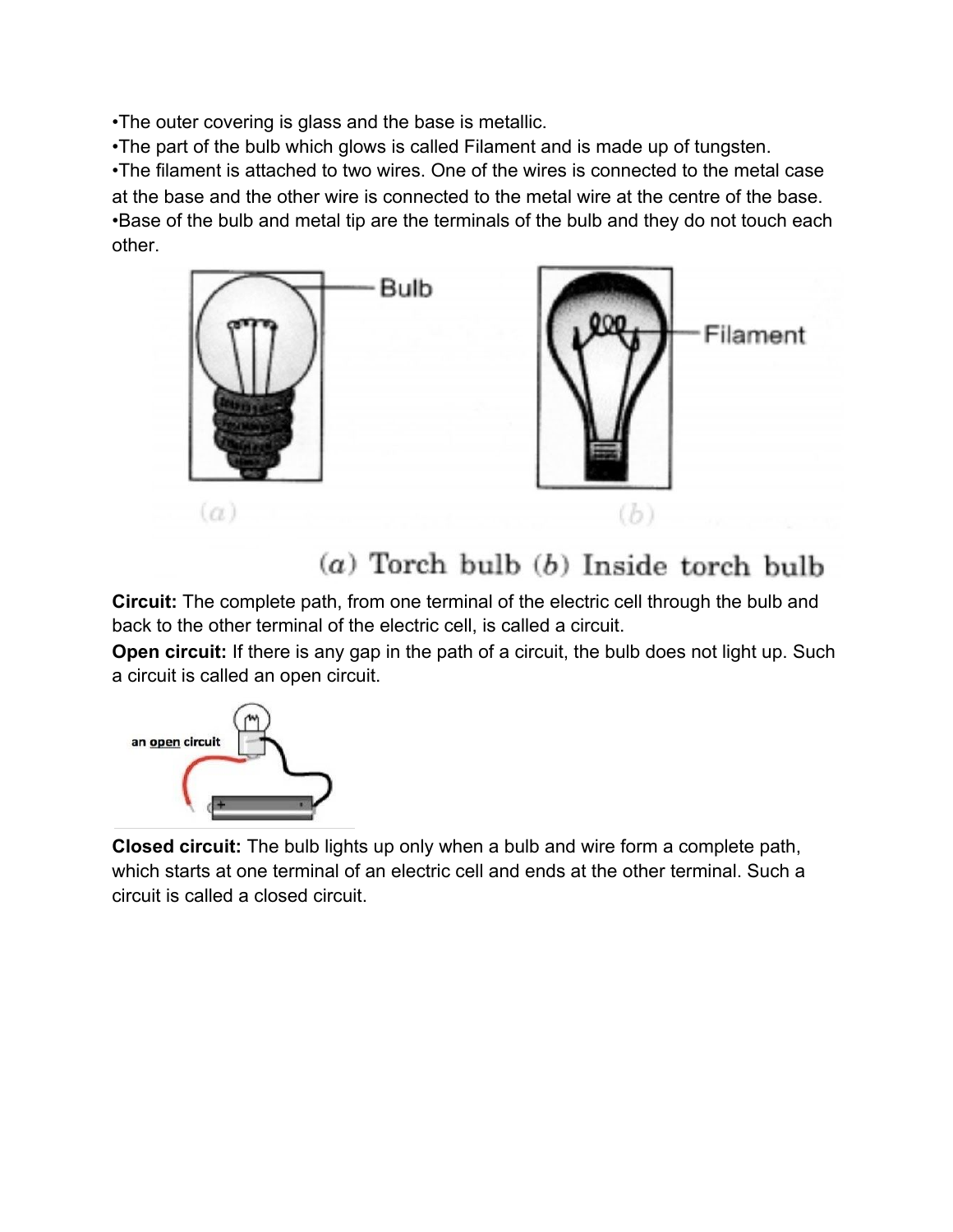•The outer covering is glass and the base is metallic.
•The part of the bulb which glows is called Filament and is made up of tungsten.
•The filament is attached to two wires. One of the wires is connected to the metal case at the base and the other wire is connected to the metal wire at the centre of the base.
•Base of the bulb and metal tip are the terminals of the bulb and they do not touch each other.

(a) Torch bulb (b) Inside torch bulb

**Circuit:** The complete path, from one terminal of the electric cell through the bulb and back to the other terminal of the electric cell, is called a circuit.

**Open circuit:** If there is any gap in the path of a circuit, the bulb does not light up. Such a circuit is called an open circuit.

**Closed circuit:** The bulb lights up only when a bulb and wire form a complete path, which starts at one terminal of an electric cell and ends at the other terminal. Such a circuit is called a closed circuit.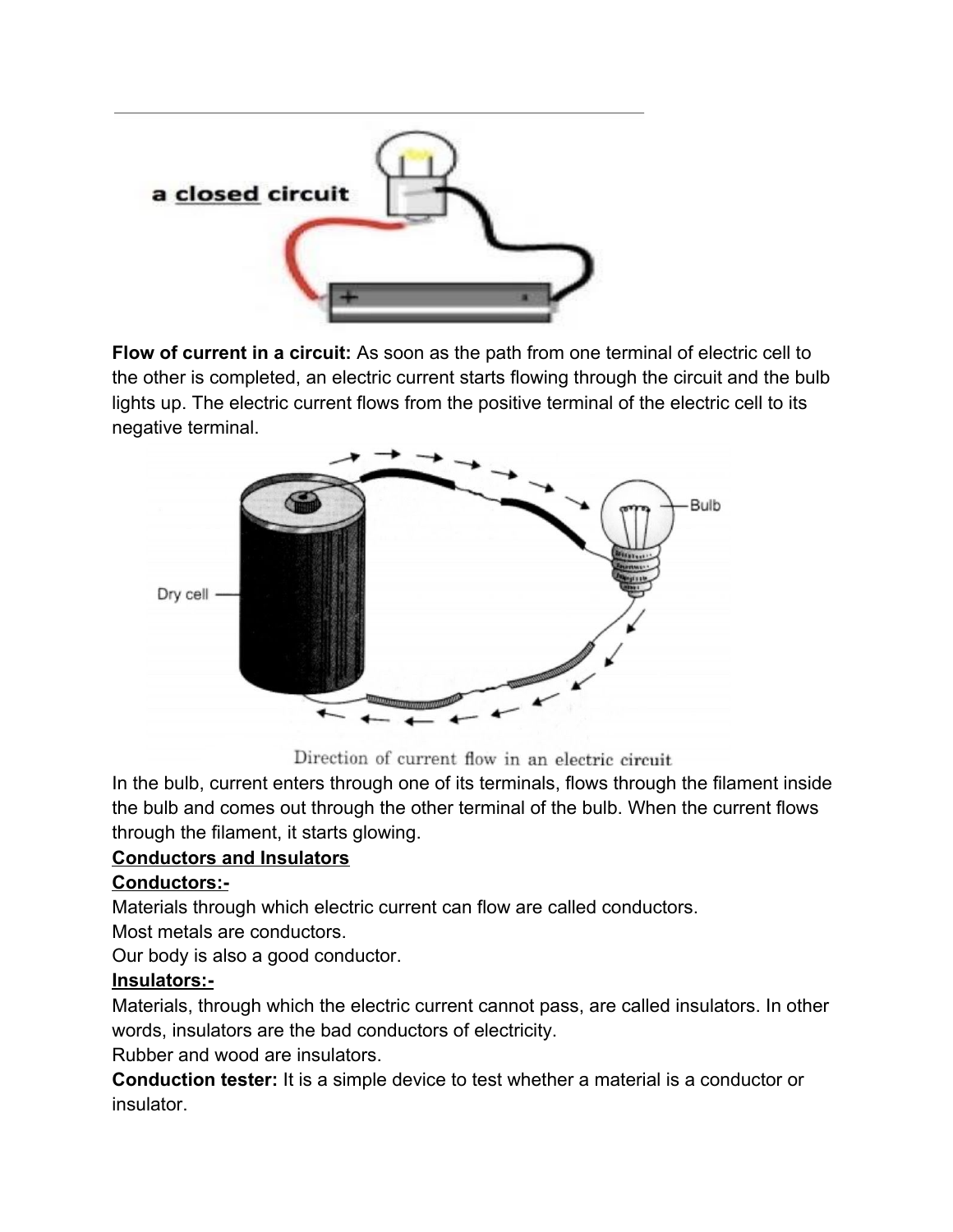**Flow of current in a circuit:** As soon as the path from one terminal of electric cell to the other is completed, an electric current starts flowing through the circuit and the bulb lights up. The electric current flows from the positive terminal of the electric cell to its negative terminal.

Direction of current flow in an electric circuit

In the bulb, current enters through one of its terminals, flows through the filament inside the bulb and comes out through the other terminal of the bulb. When the current flows through the filament, it starts glowing.

**Conductors and Insulators**

**Conductors:-**

Materials through which electric current can flow are called conductors.

Most metals are conductors.

Our body is also a good conductor.

**Insulators:-**

Materials, through which the electric current cannot pass, are called insulators. In other words, insulators are the bad conductors of electricity.

Rubber and wood are insulators.

**Conduction tester:** It is a simple device to test whether a material is a conductor or insulator.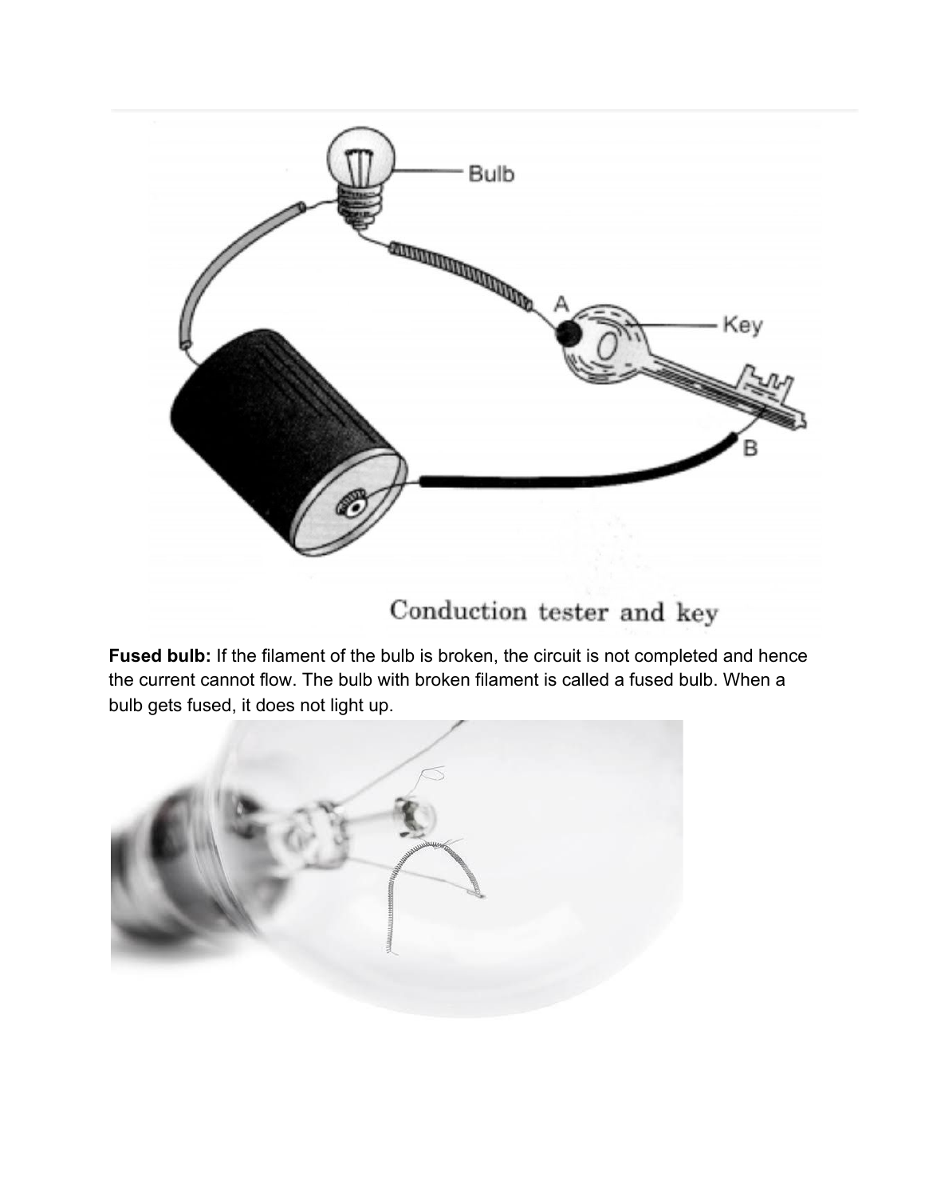Conduction tester and key

**Fused bulb:** If the filament of the bulb is broken, the circuit is not completed and hence the current cannot flow. The bulb with broken filament is called a fused bulb. When a bulb gets fused, it does not light up.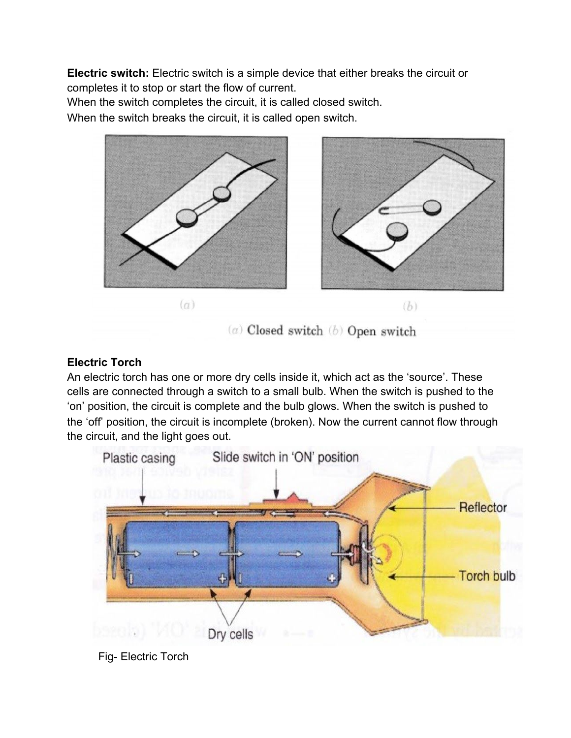**Electric switch:** Electric switch is a simple device that either breaks the circuit or completes it to stop or start the flow of current.

When the switch completes the circuit, it is called closed switch.

When the switch breaks the circuit, it is called open switch.

(a) Closed switch (b) Open switch

**Electric Torch**

An electric torch has one or more dry cells inside it, which act as the 'source'. These cells are connected through a switch to a small bulb. When the switch is pushed to the 'on' position, the circuit is complete and the bulb glows. When the switch is pushed to the 'off' position, the circuit is incomplete (broken). Now the current cannot flow through the circuit, and the light goes out.

Fig- Electric Torch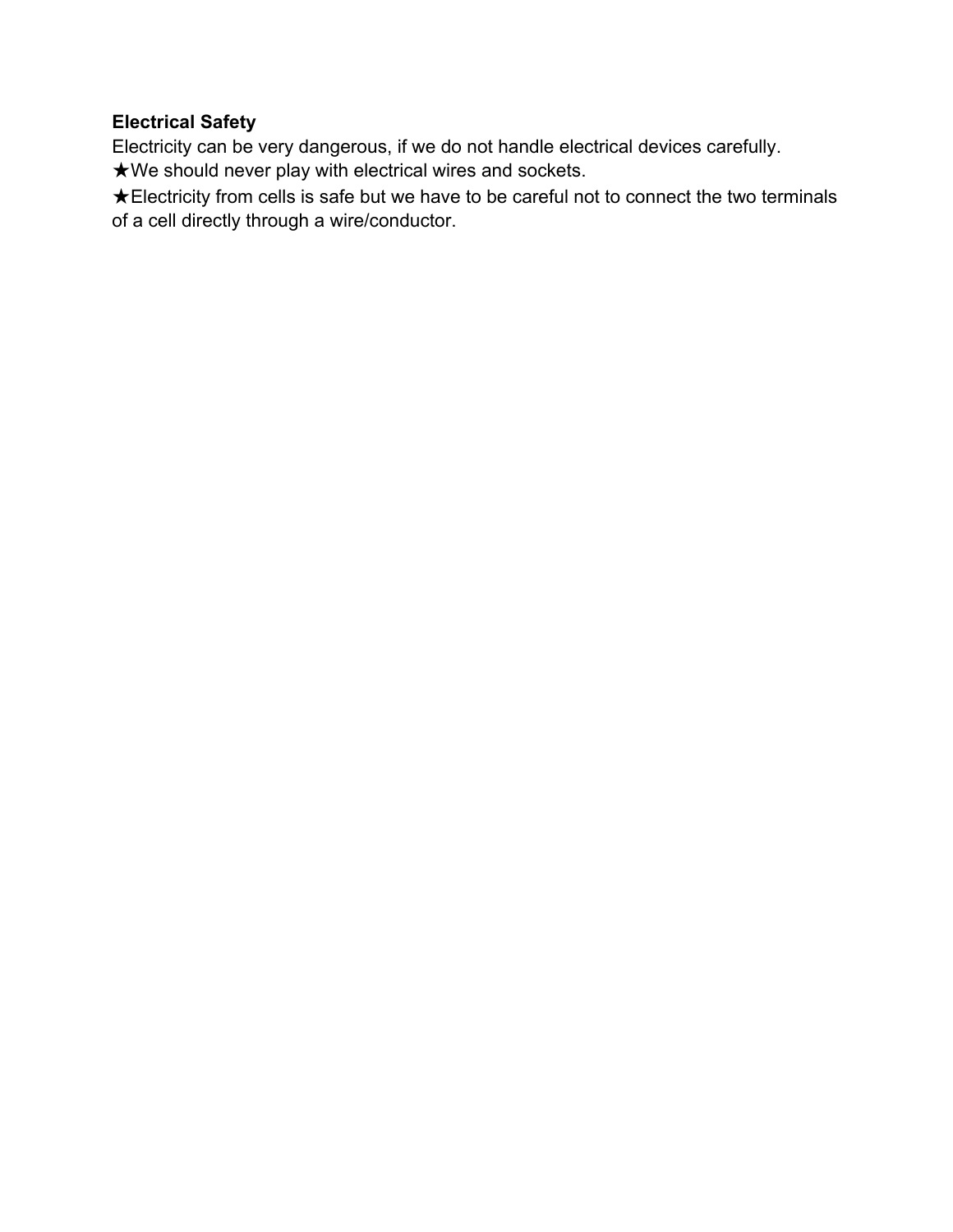**Electrical Safety**

Electricity can be very dangerous, if we do not handle electrical devices carefully.

★We should never play with electrical wires and sockets.

★Electricity from cells is safe but we have to be careful not to connect the two terminals of a cell directly through a wire/conductor.